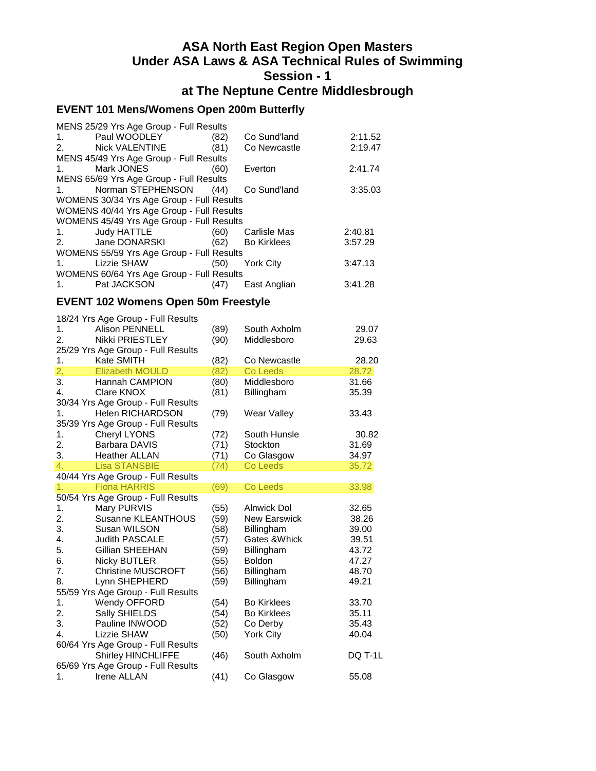# ASA North East Region Open Masters
# Under ASA Laws & ASA Technical Rules of Swimming
# Session - 1
# at The Neptune Centre Middlesbrough

## EVENT 101 Mens/Womens Open 200m Butterfly

| | | | | |
|---|---|---|---|---|
| MENS 25/29 Yrs Age Group - Full Results | | | | |
| 1. | Paul WOODLEY | (82) | Co Sund'land | 2:11.52 |
| 2. | Nick VALENTINE | (81) | Co Newcastle | 2:19.47 |
| MENS 45/49 Yrs Age Group - Full Results | | | | |
| 1. | Mark JONES | (60) | Everton | 2:41.74 |
| MENS 65/69 Yrs Age Group - Full Results | | | | |
| 1. | Norman STEPHENSON | (44) | Co Sund'land | 3:35.03 |
| WOMENS 30/34 Yrs Age Group - Full Results | | | | |
| WOMENS 40/44 Yrs Age Group - Full Results | | | | |
| WOMENS 45/49 Yrs Age Group - Full Results | | | | |
| 1. | Judy HATTLE | (60) | Carlisle Mas | 2:40.81 |
| 2. | Jane DONARSKI | (62) | Bo Kirklees | 3:57.29 |
| WOMENS 55/59 Yrs Age Group - Full Results | | | | |
| 1. | Lizzie SHAW | (50) | York City | 3:47.13 |
| WOMENS 60/64 Yrs Age Group - Full Results | | | | |
| 1. | Pat JACKSON | (47) | East Anglian | 3:41.28 |

## EVENT 102 Womens Open 50m Freestyle

| | | | | |
|---|---|---|---|---|
| 18/24 Yrs Age Group - Full Results | | | | |
| 1. | Alison PENNELL | (89) | South Axholm | 29.07 |
| 2. | Nikki PRIESTLEY | (90) | Middlesboro | 29.63 |
| 25/29 Yrs Age Group - Full Results | | | | |
| 1. | Kate SMITH | (82) | Co Newcastle | 28.20 |
| 2. | Elizabeth MOULD | (82) | Co Leeds | 28.72 |
| 3. | Hannah CAMPION | (80) | Middlesboro | 31.66 |
| 4. | Clare KNOX | (81) | Billingham | 35.39 |
| 30/34 Yrs Age Group - Full Results | | | | |
| 1. | Helen RICHARDSON | (79) | Wear Valley | 33.43 |
| 35/39 Yrs Age Group - Full Results | | | | |
| 1. | Cheryl LYONS | (72) | South Hunsle | 30.82 |
| 2. | Barbara DAVIS | (71) | Stockton | 31.69 |
| 3. | Heather ALLAN | (71) | Co Glasgow | 34.97 |
| 4. | Lisa STANSBIE | (74) | Co Leeds | 35.72 |
| 40/44 Yrs Age Group - Full Results | | | | |
| 1. | Fiona HARRIS | (69) | Co Leeds | 33.98 |
| 50/54 Yrs Age Group - Full Results | | | | |
| 1. | Mary PURVIS | (55) | Alnwick Dol | 32.65 |
| 2. | Susanne KLEANTHOUS | (59) | New Earswick | 38.26 |
| 3. | Susan WILSON | (58) | Billingham | 39.00 |
| 4. | Judith PASCALE | (57) | Gates &Whick | 39.51 |
| 5. | Gillian SHEEHAN | (59) | Billingham | 43.72 |
| 6. | Nicky BUTLER | (55) | Boldon | 47.27 |
| 7. | Christine MUSCROFT | (56) | Billingham | 48.70 |
| 8. | Lynn SHEPHERD | (59) | Billingham | 49.21 |
| 55/59 Yrs Age Group - Full Results | | | | |
| 1. | Wendy OFFORD | (54) | Bo Kirklees | 33.70 |
| 2. | Sally SHIELDS | (54) | Bo Kirklees | 35.11 |
| 3. | Pauline INWOOD | (52) | Co Derby | 35.43 |
| 4. | Lizzie SHAW | (50) | York City | 40.04 |
| 60/64 Yrs Age Group - Full Results | | | | |
| | Shirley HINCHLIFFE | (46) | South Axholm | DQ T-1L |
| 65/69 Yrs Age Group - Full Results | | | | |
| 1. | Irene ALLAN | (41) | Co Glasgow | 55.08 |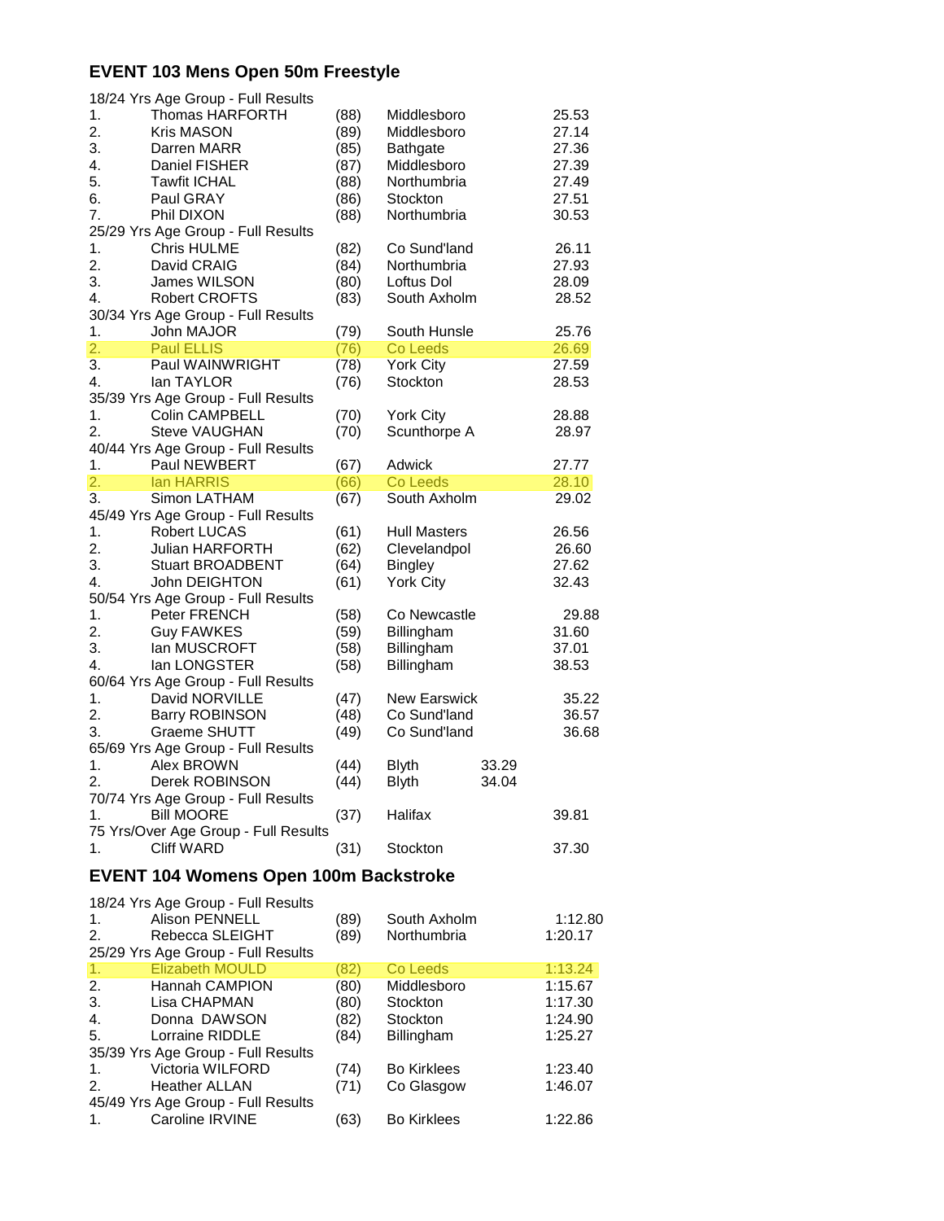## EVENT 103 Mens Open 50m Freestyle

18/24 Yrs Age Group - Full Results

| | | | | |
|---|---|---|---|---|
| 1. | Thomas HARFORTH | (88) | Middlesboro | 25.53 |
| 2. | Kris MASON | (89) | Middlesboro | 27.14 |
| 3. | Darren MARR | (85) | Bathgate | 27.36 |
| 4. | Daniel FISHER | (87) | Middlesboro | 27.39 |
| 5. | Tawfit ICHAL | (88) | Northumbria | 27.49 |
| 6. | Paul GRAY | (86) | Stockton | 27.51 |
| 7. | Phil DIXON | (88) | Northumbria | 30.53 |

25/29 Yrs Age Group - Full Results

| | | | | |
|---|---|---|---|---|
| 1. | Chris HULME | (82) | Co Sund'land | 26.11 |
| 2. | David CRAIG | (84) | Northumbria | 27.93 |
| 3. | James WILSON | (80) | Loftus Dol | 28.09 |
| 4. | Robert CROFTS | (83) | South Axholm | 28.52 |

30/34 Yrs Age Group - Full Results

| | | | | |
|---|---|---|---|---|
| 1. | John MAJOR | (79) | South Hunsle | 25.76 |
| 2. | Paul ELLIS | (76) | Co Leeds | 26.69 |
| 3. | Paul WAINWRIGHT | (78) | York City | 27.59 |
| 4. | Ian TAYLOR | (76) | Stockton | 28.53 |

35/39 Yrs Age Group - Full Results

| | | | | |
|---|---|---|---|---|
| 1. | Colin CAMPBELL | (70) | York City | 28.88 |
| 2. | Steve VAUGHAN | (70) | Scunthorpe A | 28.97 |

40/44 Yrs Age Group - Full Results

| | | | | |
|---|---|---|---|---|
| 1. | Paul NEWBERT | (67) | Adwick | 27.77 |
| 2. | Ian HARRIS | (66) | Co Leeds | 28.10 |
| 3. | Simon LATHAM | (67) | South Axholm | 29.02 |

45/49 Yrs Age Group - Full Results

| | | | | |
|---|---|---|---|---|
| 1. | Robert LUCAS | (61) | Hull Masters | 26.56 |
| 2. | Julian HARFORTH | (62) | Clevelandpol | 26.60 |
| 3. | Stuart BROADBENT | (64) | Bingley | 27.62 |
| 4. | John DEIGHTON | (61) | York City | 32.43 |

50/54 Yrs Age Group - Full Results

| | | | | |
|---|---|---|---|---|
| 1. | Peter FRENCH | (58) | Co Newcastle | 29.88 |
| 2. | Guy FAWKES | (59) | Billingham | 31.60 |
| 3. | Ian MUSCROFT | (58) | Billingham | 37.01 |
| 4. | Ian LONGSTER | (58) | Billingham | 38.53 |

60/64 Yrs Age Group - Full Results

| | | | | |
|---|---|---|---|---|
| 1. | David NORVILLE | (47) | New Earswick | 35.22 |
| 2. | Barry ROBINSON | (48) | Co Sund'land | 36.57 |
| 3. | Graeme SHUTT | (49) | Co Sund'land | 36.68 |

65/69 Yrs Age Group - Full Results

| | | | | |
|---|---|---|---|---|
| 1. | Alex BROWN | (44) | Blyth | 33.29 |
| 2. | Derek ROBINSON | (44) | Blyth | 34.04 |

70/74 Yrs Age Group - Full Results

| | | | | |
|---|---|---|---|---|
| 1. | Bill MOORE | (37) | Halifax | 39.81 |

75 Yrs/Over Age Group - Full Results

| | | | | |
|---|---|---|---|---|
| 1. | Cliff WARD | (31) | Stockton | 37.30 |

## EVENT 104 Womens Open 100m Backstroke

18/24 Yrs Age Group - Full Results

| | | | | |
|---|---|---|---|---|
| 1. | Alison PENNELL | (89) | South Axholm | 1:12.80 |
| 2. | Rebecca SLEIGHT | (89) | Northumbria | 1:20.17 |

25/29 Yrs Age Group - Full Results

| | | | | |
|---|---|---|---|---|
| 1. | Elizabeth MOULD | (82) | Co Leeds | 1:13.24 |
| 2. | Hannah CAMPION | (80) | Middlesboro | 1:15.67 |
| 3. | Lisa CHAPMAN | (80) | Stockton | 1:17.30 |
| 4. | Donna DAWSON | (82) | Stockton | 1:24.90 |
| 5. | Lorraine RIDDLE | (84) | Billingham | 1:25.27 |

35/39 Yrs Age Group - Full Results

| | | | | |
|---|---|---|---|---|
| 1. | Victoria WILFORD | (74) | Bo Kirklees | 1:23.40 |
| 2. | Heather ALLAN | (71) | Co Glasgow | 1:46.07 |

45/49 Yrs Age Group - Full Results

| | | | | |
|---|---|---|---|---|
| 1. | Caroline IRVINE | (63) | Bo Kirklees | 1:22.86 |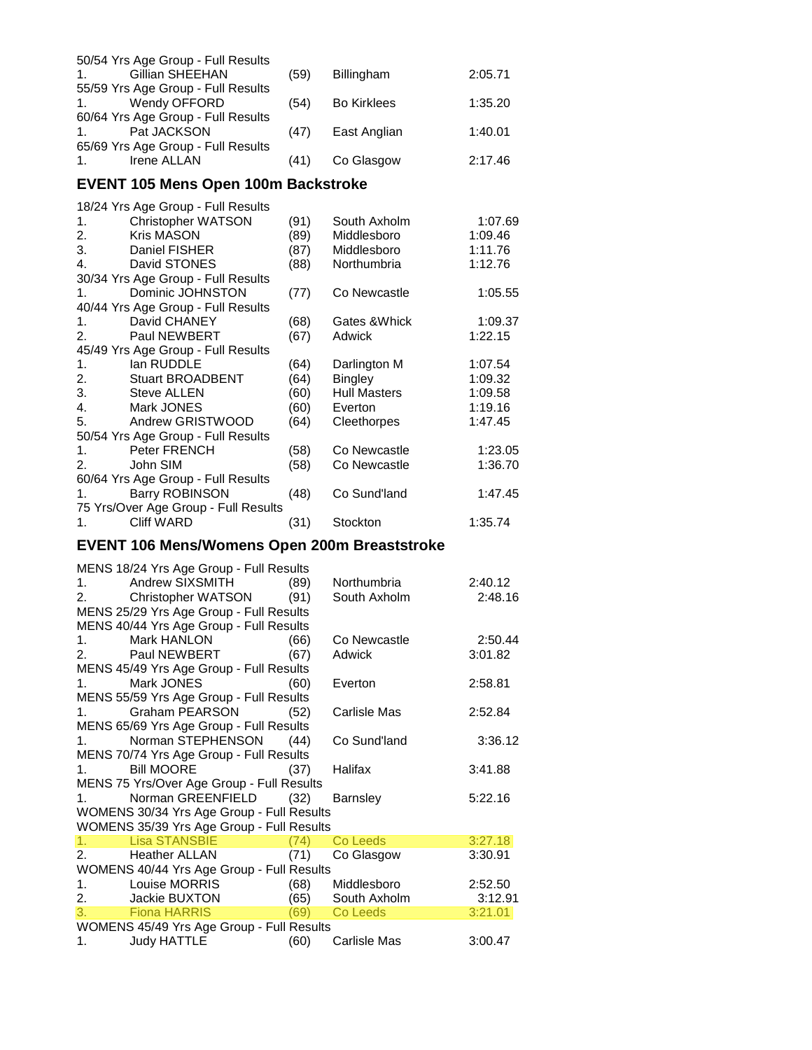50/54 Yrs Age Group - Full Results

| | | | | |
|---|---|---|---|---|
| 1. | Gillian SHEEHAN | (59) | Billingham | 2:05.71 |

55/59 Yrs Age Group - Full Results

| | | | | |
|---|---|---|---|---|
| 1. | Wendy OFFORD | (54) | Bo Kirklees | 1:35.20 |

60/64 Yrs Age Group - Full Results

| | | | | |
|---|---|---|---|---|
| 1. | Pat JACKSON | (47) | East Anglian | 1:40.01 |

65/69 Yrs Age Group - Full Results

| | | | | |
|---|---|---|---|---|
| 1. | Irene ALLAN | (41) | Co Glasgow | 2:17.46 |

## EVENT 105 Mens Open 100m Backstroke

18/24 Yrs Age Group - Full Results

| | | | | |
|---|---|---|---|---|
| 1. | Christopher WATSON | (91) | South Axholm | 1:07.69 |
| 2. | Kris MASON | (89) | Middlesboro | 1:09.46 |
| 3. | Daniel FISHER | (87) | Middlesboro | 1:11.76 |
| 4. | David STONES | (88) | Northumbria | 1:12.76 |

30/34 Yrs Age Group - Full Results

| | | | | |
|---|---|---|---|---|
| 1. | Dominic JOHNSTON | (77) | Co Newcastle | 1:05.55 |

40/44 Yrs Age Group - Full Results

| | | | | |
|---|---|---|---|---|
| 1. | David CHANEY | (68) | Gates &Whick | 1:09.37 |
| 2. | Paul NEWBERT | (67) | Adwick | 1:22.15 |

45/49 Yrs Age Group - Full Results

| | | | | |
|---|---|---|---|---|
| 1. | Ian RUDDLE | (64) | Darlington M | 1:07.54 |
| 2. | Stuart BROADBENT | (64) | Bingley | 1:09.32 |
| 3. | Steve ALLEN | (60) | Hull Masters | 1:09.58 |
| 4. | Mark JONES | (60) | Everton | 1:19.16 |
| 5. | Andrew GRISTWOOD | (64) | Cleethorpes | 1:47.45 |

50/54 Yrs Age Group - Full Results

| | | | | |
|---|---|---|---|---|
| 1. | Peter FRENCH | (58) | Co Newcastle | 1:23.05 |
| 2. | John SIM | (58) | Co Newcastle | 1:36.70 |

60/64 Yrs Age Group - Full Results

| | | | | |
|---|---|---|---|---|
| 1. | Barry ROBINSON | (48) | Co Sund'land | 1:47.45 |

75 Yrs/Over Age Group - Full Results

| | | | | |
|---|---|---|---|---|
| 1. | Cliff WARD | (31) | Stockton | 1:35.74 |

## EVENT 106 Mens/Womens Open 200m Breaststroke

MENS 18/24 Yrs Age Group - Full Results

| | | | | |
|---|---|---|---|---|
| 1. | Andrew SIXSMITH | (89) | Northumbria | 2:40.12 |
| 2. | Christopher WATSON | (91) | South Axholm | 2:48.16 |

MENS 25/29 Yrs Age Group - Full Results

MENS 40/44 Yrs Age Group - Full Results

| | | | | |
|---|---|---|---|---|
| 1. | Mark HANLON | (66) | Co Newcastle | 2:50.44 |
| 2. | Paul NEWBERT | (67) | Adwick | 3:01.82 |

MENS 45/49 Yrs Age Group - Full Results

| | | | | |
|---|---|---|---|---|
| 1. | Mark JONES | (60) | Everton | 2:58.81 |

MENS 55/59 Yrs Age Group - Full Results

| | | | | |
|---|---|---|---|---|
| 1. | Graham PEARSON | (52) | Carlisle Mas | 2:52.84 |

MENS 65/69 Yrs Age Group - Full Results

| | | | | |
|---|---|---|---|---|
| 1. | Norman STEPHENSON | (44) | Co Sund'land | 3:36.12 |

MENS 70/74 Yrs Age Group - Full Results

| | | | | |
|---|---|---|---|---|
| 1. | Bill MOORE | (37) | Halifax | 3:41.88 |

MENS 75 Yrs/Over Age Group - Full Results

| | | | | |
|---|---|---|---|---|
| 1. | Norman GREENFIELD | (32) | Barnsley | 5:22.16 |

WOMENS 30/34 Yrs Age Group - Full Results

WOMENS 35/39 Yrs Age Group - Full Results

| | | | | |
|---|---|---|---|---|
| 1. | Lisa STANSBIE | (74) | Co Leeds | 3:27.18 |
| 2. | Heather ALLAN | (71) | Co Glasgow | 3:30.91 |

WOMENS 40/44 Yrs Age Group - Full Results

| | | | | |
|---|---|---|---|---|
| 1. | Louise MORRIS | (68) | Middlesboro | 2:52.50 |
| 2. | Jackie BUXTON | (65) | South Axholm | 3:12.91 |
| 3. | Fiona HARRIS | (69) | Co Leeds | 3:21.01 |

WOMENS 45/49 Yrs Age Group - Full Results

| | | | | |
|---|---|---|---|---|
| 1. | Judy HATTLE | (60) | Carlisle Mas | 3:00.47 |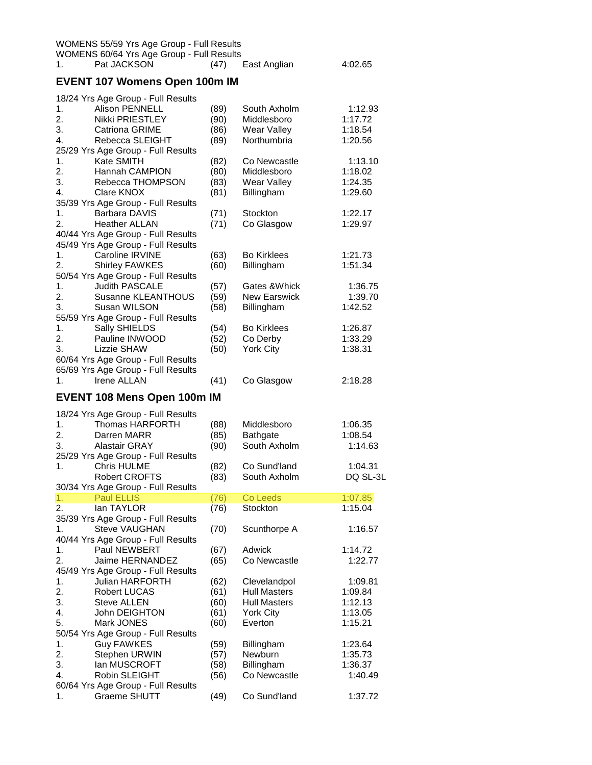WOMENS 55/59 Yrs Age Group - Full Results
WOMENS 60/64 Yrs Age Group - Full Results

| | | | | |
|---|---|---|---|---|
| 1. | Pat JACKSON | (47) | East Anglian | 4:02.65 |

## EVENT 107 Womens Open 100m IM

18/24 Yrs Age Group - Full Results

| | | | | |
|---|---|---|---|---|
| 1. | Alison PENNELL | (89) | South Axholm | 1:12.93 |
| 2. | Nikki PRIESTLEY | (90) | Middlesboro | 1:17.72 |
| 3. | Catriona GRIME | (86) | Wear Valley | 1:18.54 |
| 4. | Rebecca SLEIGHT | (89) | Northumbria | 1:20.56 |

25/29 Yrs Age Group - Full Results

| | | | | |
|---|---|---|---|---|
| 1. | Kate SMITH | (82) | Co Newcastle | 1:13.10 |
| 2. | Hannah CAMPION | (80) | Middlesboro | 1:18.02 |
| 3. | Rebecca THOMPSON | (83) | Wear Valley | 1:24.35 |
| 4. | Clare KNOX | (81) | Billingham | 1:29.60 |

35/39 Yrs Age Group - Full Results

| | | | | |
|---|---|---|---|---|
| 1. | Barbara DAVIS | (71) | Stockton | 1:22.17 |
| 2. | Heather ALLAN | (71) | Co Glasgow | 1:29.97 |

40/44 Yrs Age Group - Full Results
45/49 Yrs Age Group - Full Results

| | | | | |
|---|---|---|---|---|
| 1. | Caroline IRVINE | (63) | Bo Kirklees | 1:21.73 |
| 2. | Shirley FAWKES | (60) | Billingham | 1:51.34 |

50/54 Yrs Age Group - Full Results

| | | | | |
|---|---|---|---|---|
| 1. | Judith PASCALE | (57) | Gates &Whick | 1:36.75 |
| 2. | Susanne KLEANTHOUS | (59) | New Earswick | 1:39.70 |
| 3. | Susan WILSON | (58) | Billingham | 1:42.52 |

55/59 Yrs Age Group - Full Results

| | | | | |
|---|---|---|---|---|
| 1. | Sally SHIELDS | (54) | Bo Kirklees | 1:26.87 |
| 2. | Pauline INWOOD | (52) | Co Derby | 1:33.29 |
| 3. | Lizzie SHAW | (50) | York City | 1:38.31 |

60/64 Yrs Age Group - Full Results
65/69 Yrs Age Group - Full Results

| | | | | |
|---|---|---|---|---|
| 1. | Irene ALLAN | (41) | Co Glasgow | 2:18.28 |

## EVENT 108 Mens Open 100m IM

18/24 Yrs Age Group - Full Results

| | | | | |
|---|---|---|---|---|
| 1. | Thomas HARFORTH | (88) | Middlesboro | 1:06.35 |
| 2. | Darren MARR | (85) | Bathgate | 1:08.54 |
| 3. | Alastair GRAY | (90) | South Axholm | 1:14.63 |

25/29 Yrs Age Group - Full Results

| | | | | |
|---|---|---|---|---|
| 1. | Chris HULME | (82) | Co Sund'land | 1:04.31 |
| | Robert CROFTS | (83) | South Axholm | DQ SL-3L |

30/34 Yrs Age Group - Full Results

| | | | | |
|---|---|---|---|---|
| 1. | Paul ELLIS | (76) | Co Leeds | 1:07.85 |
| 2. | Ian TAYLOR | (76) | Stockton | 1:15.04 |

35/39 Yrs Age Group - Full Results

| | | | | |
|---|---|---|---|---|
| 1. | Steve VAUGHAN | (70) | Scunthorpe A | 1:16.57 |

40/44 Yrs Age Group - Full Results

| | | | | |
|---|---|---|---|---|
| 1. | Paul NEWBERT | (67) | Adwick | 1:14.72 |
| 2. | Jaime HERNANDEZ | (65) | Co Newcastle | 1:22.77 |

45/49 Yrs Age Group - Full Results

| | | | | |
|---|---|---|---|---|
| 1. | Julian HARFORTH | (62) | Clevelandpol | 1:09.81 |
| 2. | Robert LUCAS | (61) | Hull Masters | 1:09.84 |
| 3. | Steve ALLEN | (60) | Hull Masters | 1:12.13 |
| 4. | John DEIGHTON | (61) | York City | 1:13.05 |
| 5. | Mark JONES | (60) | Everton | 1:15.21 |

50/54 Yrs Age Group - Full Results

| | | | | |
|---|---|---|---|---|
| 1. | Guy FAWKES | (59) | Billingham | 1:23.64 |
| 2. | Stephen URWIN | (57) | Newburn | 1:35.73 |
| 3. | Ian MUSCROFT | (58) | Billingham | 1:36.37 |
| 4. | Robin SLEIGHT | (56) | Co Newcastle | 1:40.49 |

60/64 Yrs Age Group - Full Results

| | | | | |
|---|---|---|---|---|
| 1. | Graeme SHUTT | (49) | Co Sund'land | 1:37.72 |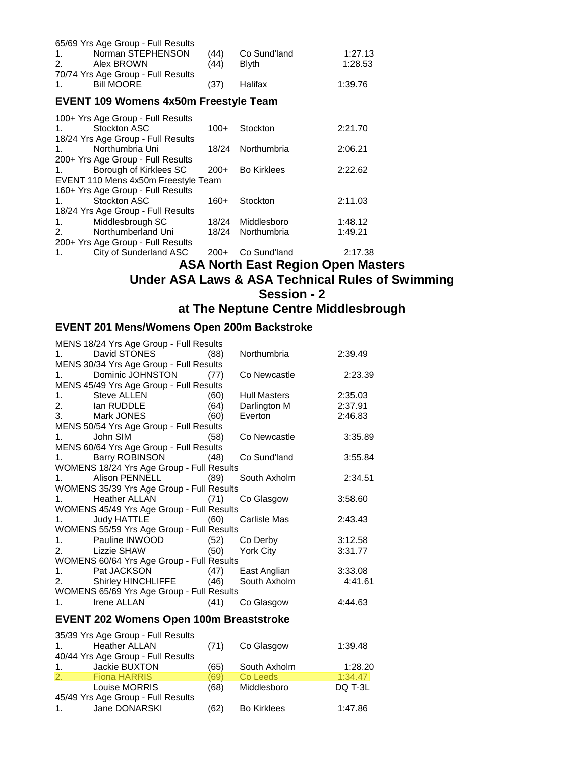65/69 Yrs Age Group - Full Results

| | | | | |
|---|---|---|---|---|
| 1. | Norman STEPHENSON | (44) | Co Sund'land | 1:27.13 |
| 2. | Alex BROWN | (44) | Blyth | 1:28.53 |

70/74 Yrs Age Group - Full Results

| | | | | |
|---|---|---|---|---|
| 1. | Bill MOORE | (37) | Halifax | 1:39.76 |

### EVENT 109 Womens 4x50m Freestyle Team

100+ Yrs Age Group - Full Results

| | | | | |
|---|---|---|---|---|
| 1. | Stockton ASC | 100+ | Stockton | 2:21.70 |

18/24 Yrs Age Group - Full Results

| | | | | |
|---|---|---|---|---|
| 1. | Northumbria Uni | 18/24 | Northumbria | 2:06.21 |

200+ Yrs Age Group - Full Results

| | | | | |
|---|---|---|---|---|
| 1. | Borough of Kirklees SC | 200+ | Bo Kirklees | 2:22.62 |

EVENT 110 Mens 4x50m Freestyle Team

160+ Yrs Age Group - Full Results

| | | | | |
|---|---|---|---|---|
| 1. | Stockton ASC | 160+ | Stockton | 2:11.03 |

18/24 Yrs Age Group - Full Results

| | | | | |
|---|---|---|---|---|
| 1. | Middlesbrough SC | 18/24 | Middlesboro | 1:48.12 |
| 2. | Northumberland Uni | 18/24 | Northumbria | 1:49.21 |

200+ Yrs Age Group - Full Results

| | | | | |
|---|---|---|---|---|
| 1. | City of Sunderland ASC | 200+ | Co Sund'land | 2:17.38 |

## ASA North East Region Open Masters
## Under ASA Laws & ASA Technical Rules of Swimming
## Session - 2
## at The Neptune Centre Middlesbrough

### EVENT 201 Mens/Womens Open 200m Backstroke

MENS 18/24 Yrs Age Group - Full Results

| | | | | |
|---|---|---|---|---|
| 1. | David STONES | (88) | Northumbria | 2:39.49 |

MENS 30/34 Yrs Age Group - Full Results

| | | | | |
|---|---|---|---|---|
| 1. | Dominic JOHNSTON | (77) | Co Newcastle | 2:23.39 |

MENS 45/49 Yrs Age Group - Full Results

| | | | | |
|---|---|---|---|---|
| 1. | Steve ALLEN | (60) | Hull Masters | 2:35.03 |
| 2. | Ian RUDDLE | (64) | Darlington M | 2:37.91 |
| 3. | Mark JONES | (60) | Everton | 2:46.83 |

MENS 50/54 Yrs Age Group - Full Results

| | | | | |
|---|---|---|---|---|
| 1. | John SIM | (58) | Co Newcastle | 3:35.89 |

MENS 60/64 Yrs Age Group - Full Results

| | | | | |
|---|---|---|---|---|
| 1. | Barry ROBINSON | (48) | Co Sund'land | 3:55.84 |

WOMENS 18/24 Yrs Age Group - Full Results

| | | | | |
|---|---|---|---|---|
| 1. | Alison PENNELL | (89) | South Axholm | 2:34.51 |

WOMENS 35/39 Yrs Age Group - Full Results

| | | | | |
|---|---|---|---|---|
| 1. | Heather ALLAN | (71) | Co Glasgow | 3:58.60 |

WOMENS 45/49 Yrs Age Group - Full Results

| | | | | |
|---|---|---|---|---|
| 1. | Judy HATTLE | (60) | Carlisle Mas | 2:43.43 |

WOMENS 55/59 Yrs Age Group - Full Results

| | | | | |
|---|---|---|---|---|
| 1. | Pauline INWOOD | (52) | Co Derby | 3:12.58 |
| 2. | Lizzie SHAW | (50) | York City | 3:31.77 |

WOMENS 60/64 Yrs Age Group - Full Results

| | | | | |
|---|---|---|---|---|
| 1. | Pat JACKSON | (47) | East Anglian | 3:33.08 |
| 2. | Shirley HINCHLIFFE | (46) | South Axholm | 4:41.61 |

WOMENS 65/69 Yrs Age Group - Full Results

| | | | | |
|---|---|---|---|---|
| 1. | Irene ALLAN | (41) | Co Glasgow | 4:44.63 |

### EVENT 202 Womens Open 100m Breaststroke

35/39 Yrs Age Group - Full Results

| | | | | |
|---|---|---|---|---|
| 1. | Heather ALLAN | (71) | Co Glasgow | 1:39.48 |

40/44 Yrs Age Group - Full Results

| | | | | |
|---|---|---|---|---|
| 1. | Jackie BUXTON | (65) | South Axholm | 1:28.20 |
| 2. | Fiona HARRIS | (69) | Co Leeds | 1:34.47 |
| | Louise MORRIS | (68) | Middlesboro | DQ T-3L |

45/49 Yrs Age Group - Full Results

| | | | | |
|---|---|---|---|---|
| 1. | Jane DONARSKI | (62) | Bo Kirklees | 1:47.86 |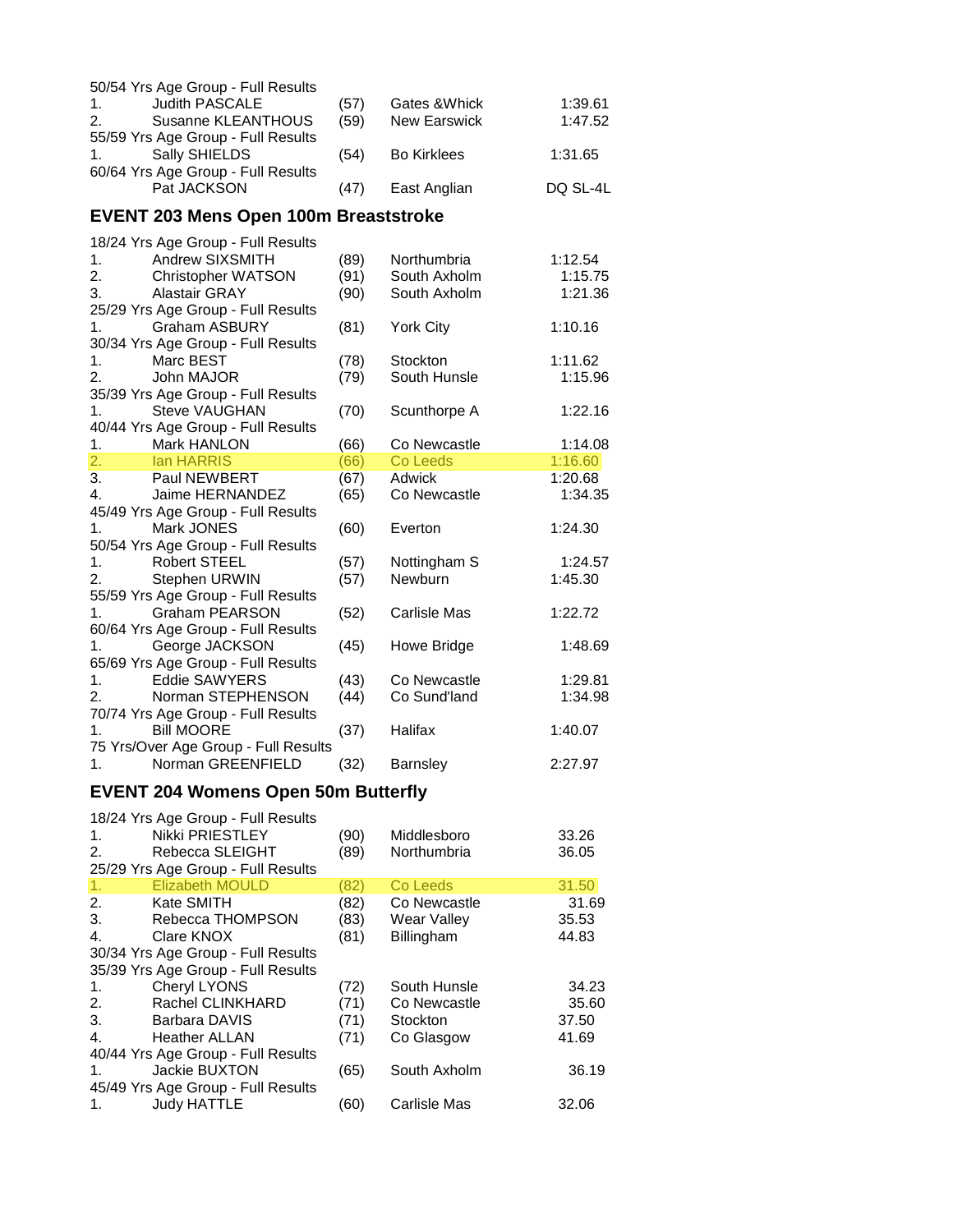50/54 Yrs Age Group - Full Results

| | | | | |
|---|---|---|---|---|
| 1. | Judith PASCALE | (57) | Gates &Whick | 1:39.61 |
| 2. | Susanne KLEANTHOUS | (59) | New Earswick | 1:47.52 |

55/59 Yrs Age Group - Full Results

| | | | | |
|---|---|---|---|---|
| 1. | Sally SHIELDS | (54) | Bo Kirklees | 1:31.65 |

60/64 Yrs Age Group - Full Results

| | | | | |
|---|---|---|---|---|
| | Pat JACKSON | (47) | East Anglian | DQ SL-4L |

## EVENT 203 Mens Open 100m Breaststroke

18/24 Yrs Age Group - Full Results

| | | | | |
|---|---|---|---|---|
| 1. | Andrew SIXSMITH | (89) | Northumbria | 1:12.54 |
| 2. | Christopher WATSON | (91) | South Axholm | 1:15.75 |
| 3. | Alastair GRAY | (90) | South Axholm | 1:21.36 |

25/29 Yrs Age Group - Full Results

| | | | | |
|---|---|---|---|---|
| 1. | Graham ASBURY | (81) | York City | 1:10.16 |

30/34 Yrs Age Group - Full Results

| | | | | |
|---|---|---|---|---|
| 1. | Marc BEST | (78) | Stockton | 1:11.62 |
| 2. | John MAJOR | (79) | South Hunsle | 1:15.96 |

35/39 Yrs Age Group - Full Results

| | | | | |
|---|---|---|---|---|
| 1. | Steve VAUGHAN | (70) | Scunthorpe A | 1:22.16 |

40/44 Yrs Age Group - Full Results

| | | | | |
|---|---|---|---|---|
| 1. | Mark HANLON | (66) | Co Newcastle | 1:14.08 |
| 2. | Ian HARRIS | (66) | Co Leeds | 1:16.60 |
| 3. | Paul NEWBERT | (67) | Adwick | 1:20.68 |
| 4. | Jaime HERNANDEZ | (65) | Co Newcastle | 1:34.35 |

45/49 Yrs Age Group - Full Results

| | | | | |
|---|---|---|---|---|
| 1. | Mark JONES | (60) | Everton | 1:24.30 |

50/54 Yrs Age Group - Full Results

| | | | | |
|---|---|---|---|---|
| 1. | Robert STEEL | (57) | Nottingham S | 1:24.57 |
| 2. | Stephen URWIN | (57) | Newburn | 1:45.30 |

55/59 Yrs Age Group - Full Results

| | | | | |
|---|---|---|---|---|
| 1. | Graham PEARSON | (52) | Carlisle Mas | 1:22.72 |

60/64 Yrs Age Group - Full Results

| | | | | |
|---|---|---|---|---|
| 1. | George JACKSON | (45) | Howe Bridge | 1:48.69 |

65/69 Yrs Age Group - Full Results

| | | | | |
|---|---|---|---|---|
| 1. | Eddie SAWYERS | (43) | Co Newcastle | 1:29.81 |
| 2. | Norman STEPHENSON | (44) | Co Sund'land | 1:34.98 |

70/74 Yrs Age Group - Full Results

| | | | | |
|---|---|---|---|---|
| 1. | Bill MOORE | (37) | Halifax | 1:40.07 |

75 Yrs/Over Age Group - Full Results

| | | | | |
|---|---|---|---|---|
| 1. | Norman GREENFIELD | (32) | Barnsley | 2:27.97 |

## EVENT 204 Womens Open 50m Butterfly

18/24 Yrs Age Group - Full Results

| | | | | |
|---|---|---|---|---|
| 1. | Nikki PRIESTLEY | (90) | Middlesboro | 33.26 |
| 2. | Rebecca SLEIGHT | (89) | Northumbria | 36.05 |

25/29 Yrs Age Group - Full Results

| | | | | |
|---|---|---|---|---|
| 1. | Elizabeth MOULD | (82) | Co Leeds | 31.50 |
| 2. | Kate SMITH | (82) | Co Newcastle | 31.69 |
| 3. | Rebecca THOMPSON | (83) | Wear Valley | 35.53 |
| 4. | Clare KNOX | (81) | Billingham | 44.83 |

30/34 Yrs Age Group - Full Results

35/39 Yrs Age Group - Full Results

| | | | | |
|---|---|---|---|---|
| 1. | Cheryl LYONS | (72) | South Hunsle | 34.23 |
| 2. | Rachel CLINKHARD | (71) | Co Newcastle | 35.60 |
| 3. | Barbara DAVIS | (71) | Stockton | 37.50 |
| 4. | Heather ALLAN | (71) | Co Glasgow | 41.69 |

40/44 Yrs Age Group - Full Results

| | | | | |
|---|---|---|---|---|
| 1. | Jackie BUXTON | (65) | South Axholm | 36.19 |

45/49 Yrs Age Group - Full Results

| | | | | |
|---|---|---|---|---|
| 1. | Judy HATTLE | (60) | Carlisle Mas | 32.06 |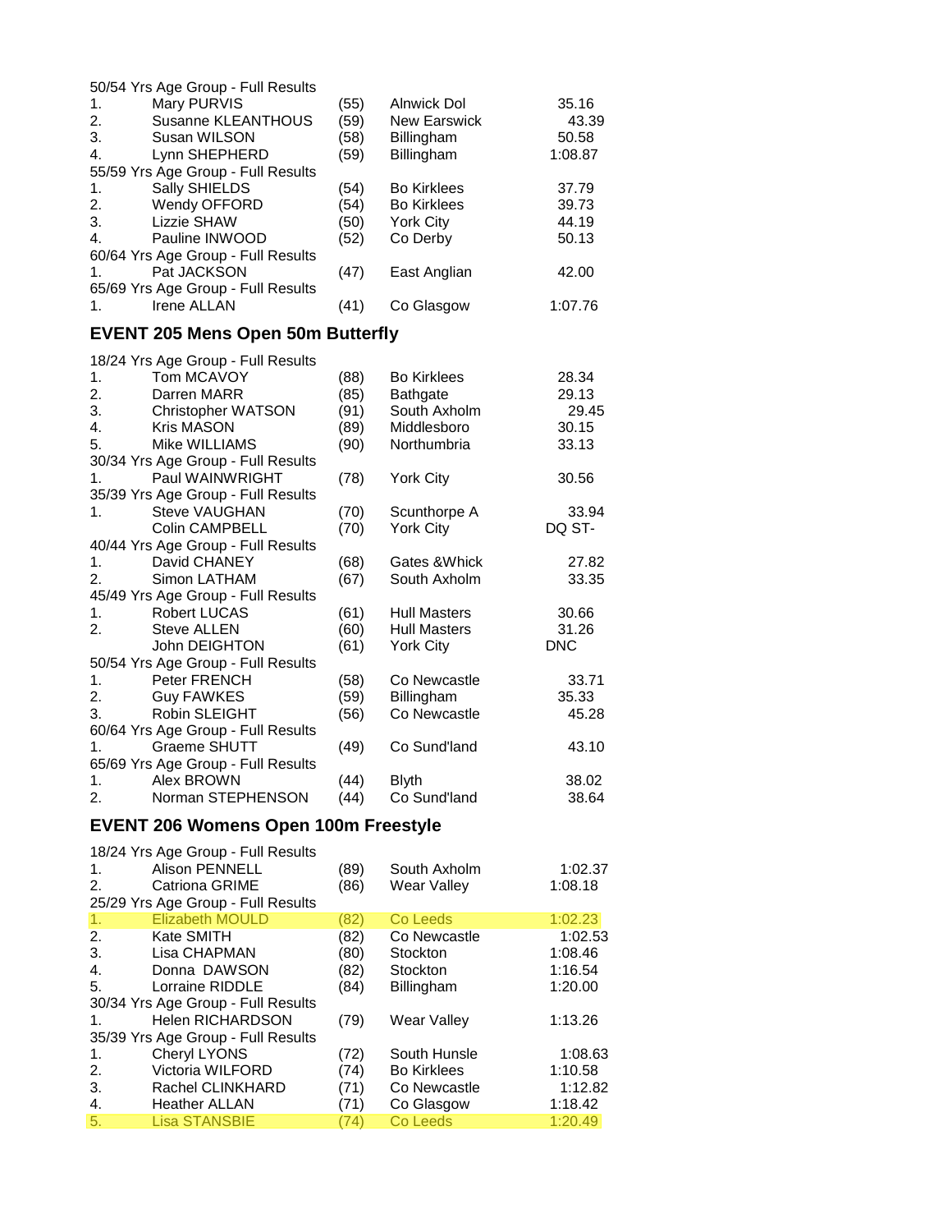50/54 Yrs Age Group - Full Results

| | | | | |
|---|---|---|---|---|
| 1. | Mary PURVIS | (55) | Alnwick Dol | 35.16 |
| 2. | Susanne KLEANTHOUS | (59) | New Earswick | 43.39 |
| 3. | Susan WILSON | (58) | Billingham | 50.58 |
| 4. | Lynn SHEPHERD | (59) | Billingham | 1:08.87 |

55/59 Yrs Age Group - Full Results

| | | | | |
|---|---|---|---|---|
| 1. | Sally SHIELDS | (54) | Bo Kirklees | 37.79 |
| 2. | Wendy OFFORD | (54) | Bo Kirklees | 39.73 |
| 3. | Lizzie SHAW | (50) | York City | 44.19 |
| 4. | Pauline INWOOD | (52) | Co Derby | 50.13 |

60/64 Yrs Age Group - Full Results

| | | | | |
|---|---|---|---|---|
| 1. | Pat JACKSON | (47) | East Anglian | 42.00 |

65/69 Yrs Age Group - Full Results

| | | | | |
|---|---|---|---|---|
| 1. | Irene ALLAN | (41) | Co Glasgow | 1:07.76 |

## EVENT 205 Mens Open 50m Butterfly

18/24 Yrs Age Group - Full Results

| | | | | |
|---|---|---|---|---|
| 1. | Tom MCAVOY | (88) | Bo Kirklees | 28.34 |
| 2. | Darren MARR | (85) | Bathgate | 29.13 |
| 3. | Christopher WATSON | (91) | South Axholm | 29.45 |
| 4. | Kris MASON | (89) | Middlesboro | 30.15 |
| 5. | Mike WILLIAMS | (90) | Northumbria | 33.13 |

30/34 Yrs Age Group - Full Results

| | | | | |
|---|---|---|---|---|
| 1. | Paul WAINWRIGHT | (78) | York City | 30.56 |

35/39 Yrs Age Group - Full Results

| | | | | |
|---|---|---|---|---|
| 1. | Steve VAUGHAN | (70) | Scunthorpe A | 33.94 |
| | Colin CAMPBELL | (70) | York City | DQ ST- |

40/44 Yrs Age Group - Full Results

| | | | | |
|---|---|---|---|---|
| 1. | David CHANEY | (68) | Gates &Whick | 27.82 |
| 2. | Simon LATHAM | (67) | South Axholm | 33.35 |

45/49 Yrs Age Group - Full Results

| | | | | |
|---|---|---|---|---|
| 1. | Robert LUCAS | (61) | Hull Masters | 30.66 |
| 2. | Steve ALLEN | (60) | Hull Masters | 31.26 |
| | John DEIGHTON | (61) | York City | DNC |

50/54 Yrs Age Group - Full Results

| | | | | |
|---|---|---|---|---|
| 1. | Peter FRENCH | (58) | Co Newcastle | 33.71 |
| 2. | Guy FAWKES | (59) | Billingham | 35.33 |
| 3. | Robin SLEIGHT | (56) | Co Newcastle | 45.28 |

60/64 Yrs Age Group - Full Results

| | | | | |
|---|---|---|---|---|
| 1. | Graeme SHUTT | (49) | Co Sund'land | 43.10 |

65/69 Yrs Age Group - Full Results

| | | | | |
|---|---|---|---|---|
| 1. | Alex BROWN | (44) | Blyth | 38.02 |
| 2. | Norman STEPHENSON | (44) | Co Sund'land | 38.64 |

## EVENT 206 Womens Open 100m Freestyle

18/24 Yrs Age Group - Full Results

| | | | | |
|---|---|---|---|---|
| 1. | Alison PENNELL | (89) | South Axholm | 1:02.37 |
| 2. | Catriona GRIME | (86) | Wear Valley | 1:08.18 |

25/29 Yrs Age Group - Full Results

| | | | | |
|---|---|---|---|---|
| 1. | Elizabeth MOULD | (82) | Co Leeds | 1:02.23 |
| 2. | Kate SMITH | (82) | Co Newcastle | 1:02.53 |
| 3. | Lisa CHAPMAN | (80) | Stockton | 1:08.46 |
| 4. | Donna DAWSON | (82) | Stockton | 1:16.54 |
| 5. | Lorraine RIDDLE | (84) | Billingham | 1:20.00 |

30/34 Yrs Age Group - Full Results

| | | | | |
|---|---|---|---|---|
| 1. | Helen RICHARDSON | (79) | Wear Valley | 1:13.26 |

35/39 Yrs Age Group - Full Results

| | | | | |
|---|---|---|---|---|
| 1. | Cheryl LYONS | (72) | South Hunsle | 1:08.63 |
| 2. | Victoria WILFORD | (74) | Bo Kirklees | 1:10.58 |
| 3. | Rachel CLINKHARD | (71) | Co Newcastle | 1:12.82 |
| 4. | Heather ALLAN | (71) | Co Glasgow | 1:18.42 |
| 5. | Lisa STANSBIE | (74) | Co Leeds | 1:20.49 |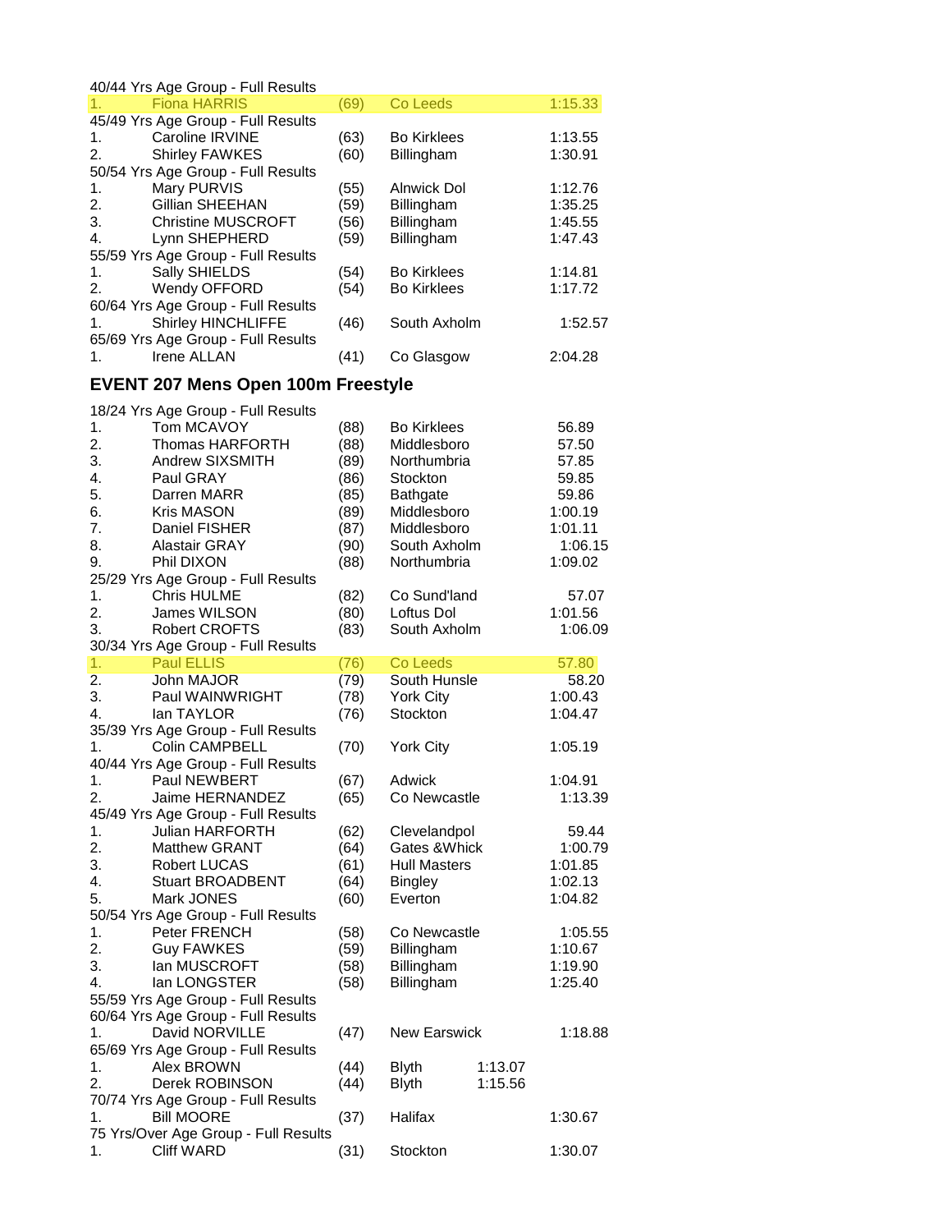40/44 Yrs Age Group - Full Results

| | | | | |
|---|---|---|---|---|
| 1. | Fiona HARRIS | (69) | Co Leeds | 1:15.33 |

45/49 Yrs Age Group - Full Results

| | | | | |
|---|---|---|---|---|
| 1. | Caroline IRVINE | (63) | Bo Kirklees | 1:13.55 |
| 2. | Shirley FAWKES | (60) | Billingham | 1:30.91 |

50/54 Yrs Age Group - Full Results

| | | | | |
|---|---|---|---|---|
| 1. | Mary PURVIS | (55) | Alnwick Dol | 1:12.76 |
| 2. | Gillian SHEEHAN | (59) | Billingham | 1:35.25 |
| 3. | Christine MUSCROFT | (56) | Billingham | 1:45.55 |
| 4. | Lynn SHEPHERD | (59) | Billingham | 1:47.43 |

55/59 Yrs Age Group - Full Results

| | | | | |
|---|---|---|---|---|
| 1. | Sally SHIELDS | (54) | Bo Kirklees | 1:14.81 |
| 2. | Wendy OFFORD | (54) | Bo Kirklees | 1:17.72 |

60/64 Yrs Age Group - Full Results

| | | | | |
|---|---|---|---|---|
| 1. | Shirley HINCHLIFFE | (46) | South Axholm | 1:52.57 |

65/69 Yrs Age Group - Full Results

| | | | | |
|---|---|---|---|---|
| 1. | Irene ALLAN | (41) | Co Glasgow | 2:04.28 |

## EVENT 207 Mens Open 100m Freestyle

18/24 Yrs Age Group - Full Results

| | | | | |
|---|---|---|---|---|
| 1. | Tom MCAVOY | (88) | Bo Kirklees | 56.89 |
| 2. | Thomas HARFORTH | (88) | Middlesboro | 57.50 |
| 3. | Andrew SIXSMITH | (89) | Northumbria | 57.85 |
| 4. | Paul GRAY | (86) | Stockton | 59.85 |
| 5. | Darren MARR | (85) | Bathgate | 59.86 |
| 6. | Kris MASON | (89) | Middlesboro | 1:00.19 |
| 7. | Daniel FISHER | (87) | Middlesboro | 1:01.11 |
| 8. | Alastair GRAY | (90) | South Axholm | 1:06.15 |
| 9. | Phil DIXON | (88) | Northumbria | 1:09.02 |

25/29 Yrs Age Group - Full Results

| | | | | |
|---|---|---|---|---|
| 1. | Chris HULME | (82) | Co Sund'land | 57.07 |
| 2. | James WILSON | (80) | Loftus Dol | 1:01.56 |
| 3. | Robert CROFTS | (83) | South Axholm | 1:06.09 |

30/34 Yrs Age Group - Full Results

| | | | | |
|---|---|---|---|---|
| 1. | Paul ELLIS | (76) | Co Leeds | 57.80 |
| 2. | John MAJOR | (79) | South Hunsle | 58.20 |
| 3. | Paul WAINWRIGHT | (78) | York City | 1:00.43 |
| 4. | Ian TAYLOR | (76) | Stockton | 1:04.47 |

35/39 Yrs Age Group - Full Results

| | | | | |
|---|---|---|---|---|
| 1. | Colin CAMPBELL | (70) | York City | 1:05.19 |

40/44 Yrs Age Group - Full Results

| | | | | |
|---|---|---|---|---|
| 1. | Paul NEWBERT | (67) | Adwick | 1:04.91 |
| 2. | Jaime HERNANDEZ | (65) | Co Newcastle | 1:13.39 |

45/49 Yrs Age Group - Full Results

| | | | | |
|---|---|---|---|---|
| 1. | Julian HARFORTH | (62) | Clevelandpol | 59.44 |
| 2. | Matthew GRANT | (64) | Gates &Whick | 1:00.79 |
| 3. | Robert LUCAS | (61) | Hull Masters | 1:01.85 |
| 4. | Stuart BROADBENT | (64) | Bingley | 1:02.13 |
| 5. | Mark JONES | (60) | Everton | 1:04.82 |

50/54 Yrs Age Group - Full Results

| | | | | |
|---|---|---|---|---|
| 1. | Peter FRENCH | (58) | Co Newcastle | 1:05.55 |
| 2. | Guy FAWKES | (59) | Billingham | 1:10.67 |
| 3. | Ian MUSCROFT | (58) | Billingham | 1:19.90 |
| 4. | Ian LONGSTER | (58) | Billingham | 1:25.40 |

55/59 Yrs Age Group - Full Results

60/64 Yrs Age Group - Full Results

| | | | | |
|---|---|---|---|---|
| 1. | David NORVILLE | (47) | New Earswick | 1:18.88 |

65/69 Yrs Age Group - Full Results

| | | | | |
|---|---|---|---|---|
| 1. | Alex BROWN | (44) | Blyth | 1:13.07 |
| 2. | Derek ROBINSON | (44) | Blyth | 1:15.56 |

70/74 Yrs Age Group - Full Results

| | | | | |
|---|---|---|---|---|
| 1. | Bill MOORE | (37) | Halifax | 1:30.67 |

75 Yrs/Over Age Group - Full Results

| | | | | |
|---|---|---|---|---|
| 1. | Cliff WARD | (31) | Stockton | 1:30.07 |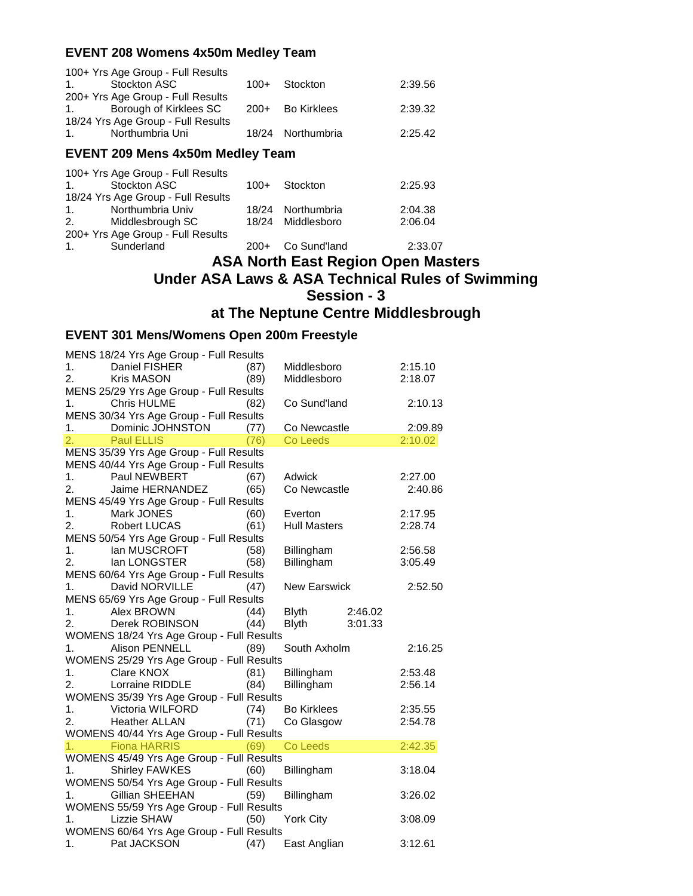### EVENT 208 Womens 4x50m Medley Team

100+ Yrs Age Group - Full Results

| | | | | |
|---|---|---|---|---|
| 1. | Stockton ASC | 100+ | Stockton | 2:39.56 |

200+ Yrs Age Group - Full Results

| | | | | |
|---|---|---|---|---|
| 1. | Borough of Kirklees SC | 200+ | Bo Kirklees | 2:39.32 |

18/24 Yrs Age Group - Full Results

| | | | | |
|---|---|---|---|---|
| 1. | Northumbria Uni | 18/24 | Northumbria | 2:25.42 |

### EVENT 209 Mens 4x50m Medley Team

100+ Yrs Age Group - Full Results

| | | | | |
|---|---|---|---|---|
| 1. | Stockton ASC | 100+ | Stockton | 2:25.93 |

18/24 Yrs Age Group - Full Results

| | | | | |
|---|---|---|---|---|
| 1. | Northumbria Univ | 18/24 | Northumbria | 2:04.38 |
| 2. | Middlesbrough SC | 18/24 | Middlesboro | 2:06.04 |

200+ Yrs Age Group - Full Results

| | | | | |
|---|---|---|---|---|
| 1. | Sunderland | 200+ | Co Sund'land | 2:33.07 |

## ASA North East Region Open Masters
## Under ASA Laws & ASA Technical Rules of Swimming
## Session - 3
## at The Neptune Centre Middlesbrough

### EVENT 301 Mens/Womens Open 200m Freestyle

MENS 18/24 Yrs Age Group - Full Results

| | | | | |
|---|---|---|---|---|
| 1. | Daniel FISHER | (87) | Middlesboro | 2:15.10 |
| 2. | Kris MASON | (89) | Middlesboro | 2:18.07 |

MENS 25/29 Yrs Age Group - Full Results

| | | | | |
|---|---|---|---|---|
| 1. | Chris HULME | (82) | Co Sund'land | 2:10.13 |

MENS 30/34 Yrs Age Group - Full Results

| | | | | |
|---|---|---|---|---|
| 1. | Dominic JOHNSTON | (77) | Co Newcastle | 2:09.89 |
| 2. | Paul ELLIS | (76) | Co Leeds | 2:10.02 |

MENS 35/39 Yrs Age Group - Full Results

MENS 40/44 Yrs Age Group - Full Results

| | | | | |
|---|---|---|---|---|
| 1. | Paul NEWBERT | (67) | Adwick | 2:27.00 |
| 2. | Jaime HERNANDEZ | (65) | Co Newcastle | 2:40.86 |

MENS 45/49 Yrs Age Group - Full Results

| | | | | |
|---|---|---|---|---|
| 1. | Mark JONES | (60) | Everton | 2:17.95 |
| 2. | Robert LUCAS | (61) | Hull Masters | 2:28.74 |

MENS 50/54 Yrs Age Group - Full Results

| | | | | |
|---|---|---|---|---|
| 1. | Ian MUSCROFT | (58) | Billingham | 2:56.58 |
| 2. | Ian LONGSTER | (58) | Billingham | 3:05.49 |

MENS 60/64 Yrs Age Group - Full Results

| | | | | |
|---|---|---|---|---|
| 1. | David NORVILLE | (47) | New Earswick | 2:52.50 |

MENS 65/69 Yrs Age Group - Full Results

| | | | | |
|---|---|---|---|---|
| 1. | Alex BROWN | (44) | Blyth | 2:46.02 |
| 2. | Derek ROBINSON | (44) | Blyth | 3:01.33 |

WOMENS 18/24 Yrs Age Group - Full Results

| | | | | |
|---|---|---|---|---|
| 1. | Alison PENNELL | (89) | South Axholm | 2:16.25 |

WOMENS 25/29 Yrs Age Group - Full Results

| | | | | |
|---|---|---|---|---|
| 1. | Clare KNOX | (81) | Billingham | 2:53.48 |
| 2. | Lorraine RIDDLE | (84) | Billingham | 2:56.14 |

WOMENS 35/39 Yrs Age Group - Full Results

| | | | | |
|---|---|---|---|---|
| 1. | Victoria WILFORD | (74) | Bo Kirklees | 2:35.55 |
| 2. | Heather ALLAN | (71) | Co Glasgow | 2:54.78 |

WOMENS 40/44 Yrs Age Group - Full Results

| | | | | |
|---|---|---|---|---|
| 1. | Fiona HARRIS | (69) | Co Leeds | 2:42.35 |

WOMENS 45/49 Yrs Age Group - Full Results

| | | | | |
|---|---|---|---|---|
| 1. | Shirley FAWKES | (60) | Billingham | 3:18.04 |

WOMENS 50/54 Yrs Age Group - Full Results

| | | | | |
|---|---|---|---|---|
| 1. | Gillian SHEEHAN | (59) | Billingham | 3:26.02 |

WOMENS 55/59 Yrs Age Group - Full Results

| | | | | |
|---|---|---|---|---|
| 1. | Lizzie SHAW | (50) | York City | 3:08.09 |

WOMENS 60/64 Yrs Age Group - Full Results

| | | | | |
|---|---|---|---|---|
| 1. | Pat JACKSON | (47) | East Anglian | 3:12.61 |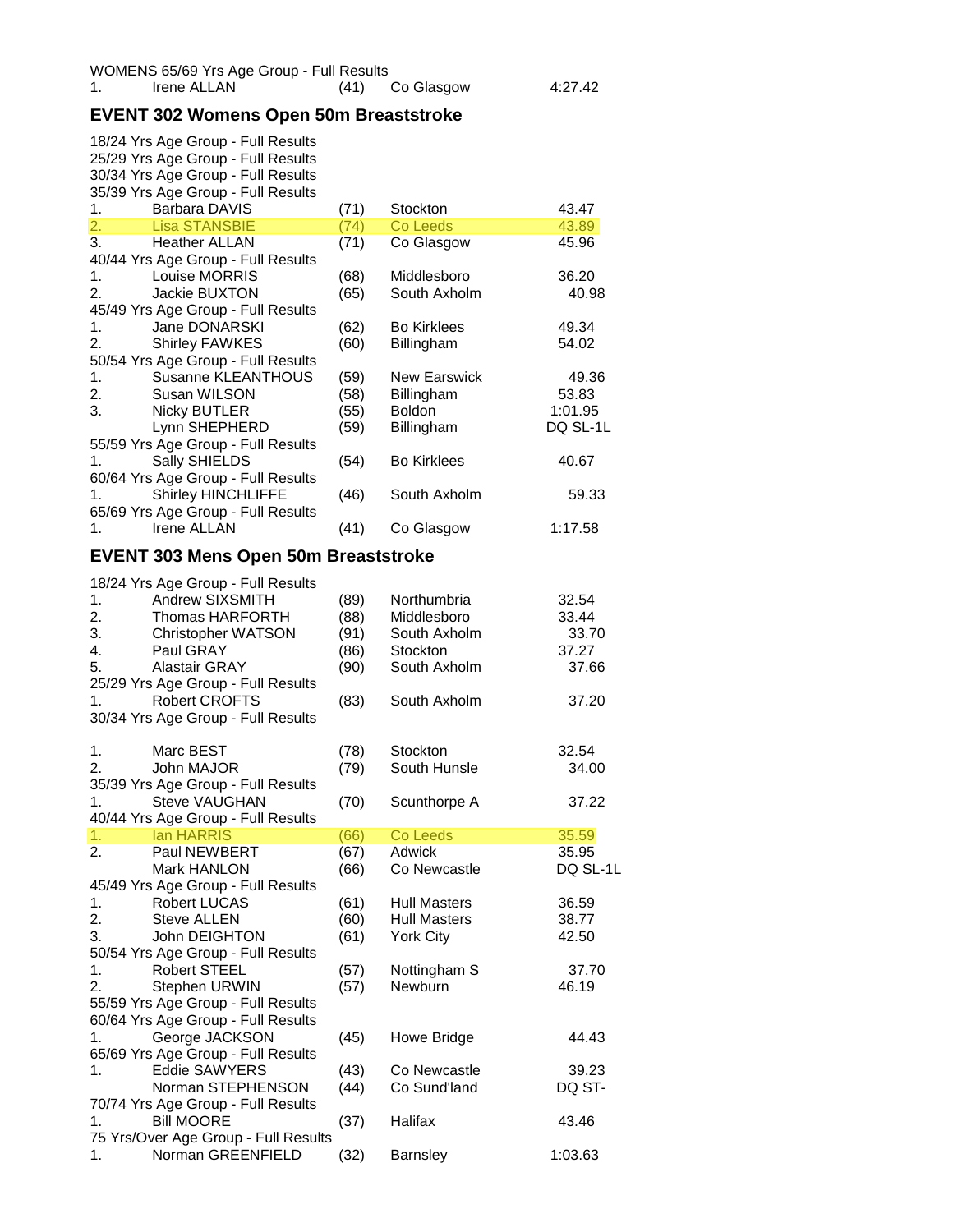WOMENS 65/69 Yrs Age Group - Full Results

| | | | | |
|---|---|---|---|---|
| 1. | Irene ALLAN | (41) | Co Glasgow | 4:27.42 |

## EVENT 302 Womens Open 50m Breaststroke

18/24 Yrs Age Group - Full Results

25/29 Yrs Age Group - Full Results

30/34 Yrs Age Group - Full Results

35/39 Yrs Age Group - Full Results

| | | | | |
|---|---|---|---|---|
| 1. | Barbara DAVIS | (71) | Stockton | 43.47 |
| 2. | Lisa STANSBIE | (74) | Co Leeds | 43.89 |
| 3. | Heather ALLAN | (71) | Co Glasgow | 45.96 |

40/44 Yrs Age Group - Full Results

| | | | | |
|---|---|---|---|---|
| 1. | Louise MORRIS | (68) | Middlesboro | 36.20 |
| 2. | Jackie BUXTON | (65) | South Axholm | 40.98 |

45/49 Yrs Age Group - Full Results

| | | | | |
|---|---|---|---|---|
| 1. | Jane DONARSKI | (62) | Bo Kirklees | 49.34 |
| 2. | Shirley FAWKES | (60) | Billingham | 54.02 |

50/54 Yrs Age Group - Full Results

| | | | | |
|---|---|---|---|---|
| 1. | Susanne KLEANTHOUS | (59) | New Earswick | 49.36 |
| 2. | Susan WILSON | (58) | Billingham | 53.83 |
| 3. | Nicky BUTLER | (55) | Boldon | 1:01.95 |
| | Lynn SHEPHERD | (59) | Billingham | DQ SL-1L |

55/59 Yrs Age Group - Full Results

| | | | | |
|---|---|---|---|---|
| 1. | Sally SHIELDS | (54) | Bo Kirklees | 40.67 |

60/64 Yrs Age Group - Full Results

| | | | | |
|---|---|---|---|---|
| 1. | Shirley HINCHLIFFE | (46) | South Axholm | 59.33 |

65/69 Yrs Age Group - Full Results

| | | | | |
|---|---|---|---|---|
| 1. | Irene ALLAN | (41) | Co Glasgow | 1:17.58 |

## EVENT 303 Mens Open 50m Breaststroke

18/24 Yrs Age Group - Full Results

| | | | | |
|---|---|---|---|---|
| 1. | Andrew SIXSMITH | (89) | Northumbria | 32.54 |
| 2. | Thomas HARFORTH | (88) | Middlesboro | 33.44 |
| 3. | Christopher WATSON | (91) | South Axholm | 33.70 |
| 4. | Paul GRAY | (86) | Stockton | 37.27 |
| 5. | Alastair GRAY | (90) | South Axholm | 37.66 |

25/29 Yrs Age Group - Full Results

| | | | | |
|---|---|---|---|---|
| 1. | Robert CROFTS | (83) | South Axholm | 37.20 |

30/34 Yrs Age Group - Full Results

| | | | | |
|---|---|---|---|---|
| 1. | Marc BEST | (78) | Stockton | 32.54 |
| 2. | John MAJOR | (79) | South Hunsle | 34.00 |

35/39 Yrs Age Group - Full Results

| | | | | |
|---|---|---|---|---|
| 1. | Steve VAUGHAN | (70) | Scunthorpe A | 37.22 |

40/44 Yrs Age Group - Full Results

| | | | | |
|---|---|---|---|---|
| 1. | Ian HARRIS | (66) | Co Leeds | 35.59 |
| 2. | Paul NEWBERT | (67) | Adwick | 35.95 |
| | Mark HANLON | (66) | Co Newcastle | DQ SL-1L |

45/49 Yrs Age Group - Full Results

| | | | | |
|---|---|---|---|---|
| 1. | Robert LUCAS | (61) | Hull Masters | 36.59 |
| 2. | Steve ALLEN | (60) | Hull Masters | 38.77 |
| 3. | John DEIGHTON | (61) | York City | 42.50 |

50/54 Yrs Age Group - Full Results

| | | | | |
|---|---|---|---|---|
| 1. | Robert STEEL | (57) | Nottingham S | 37.70 |
| 2. | Stephen URWIN | (57) | Newburn | 46.19 |

55/59 Yrs Age Group - Full Results

60/64 Yrs Age Group - Full Results

| | | | | |
|---|---|---|---|---|
| 1. | George JACKSON | (45) | Howe Bridge | 44.43 |

65/69 Yrs Age Group - Full Results

| | | | | |
|---|---|---|---|---|
| 1. | Eddie SAWYERS | (43) | Co Newcastle | 39.23 |
| | Norman STEPHENSON | (44) | Co Sund'land | DQ ST- |

70/74 Yrs Age Group - Full Results

| | | | | |
|---|---|---|---|---|
| 1. | Bill MOORE | (37) | Halifax | 43.46 |

75 Yrs/Over Age Group - Full Results

| | | | | |
|---|---|---|---|---|
| 1. | Norman GREENFIELD | (32) | Barnsley | 1:03.63 |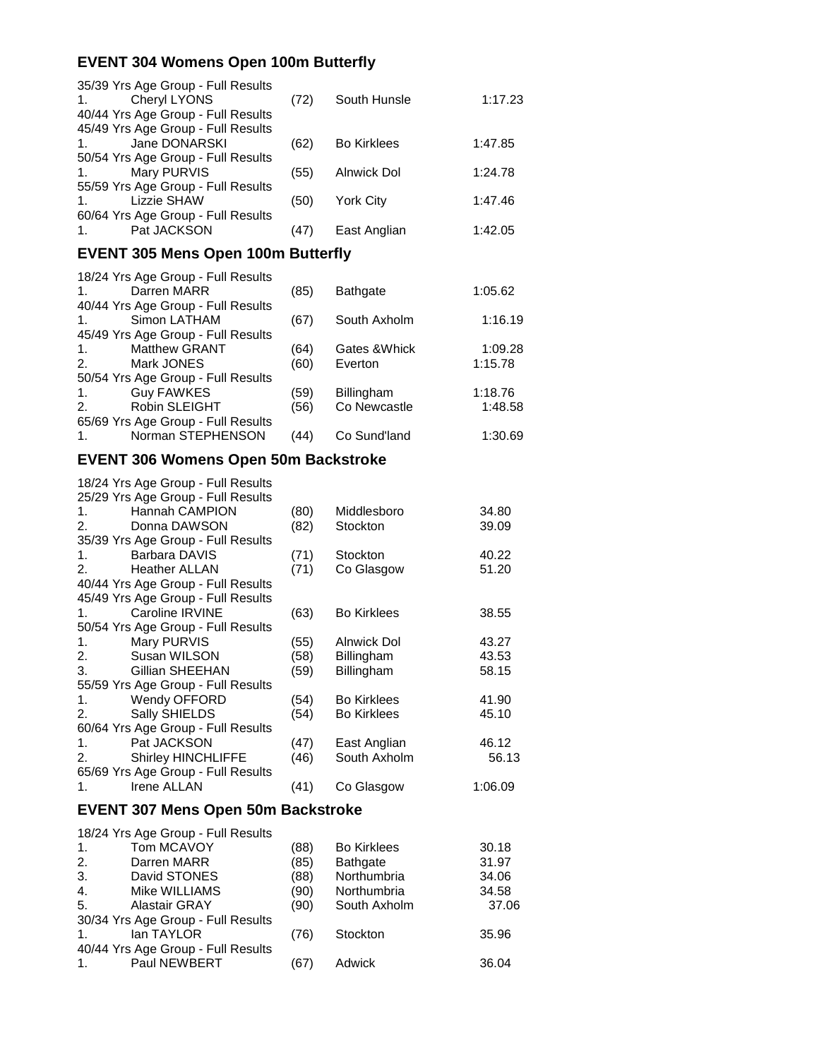## EVENT 304 Womens Open 100m Butterfly

35/39 Yrs Age Group - Full Results

| | | | | |
|---|---|---|---|---|
| 1. | Cheryl LYONS | (72) | South Hunsle | 1:17.23 |

40/44 Yrs Age Group - Full Results

45/49 Yrs Age Group - Full Results

| | | | | |
|---|---|---|---|---|
| 1. | Jane DONARSKI | (62) | Bo Kirklees | 1:47.85 |

50/54 Yrs Age Group - Full Results

| | | | | |
|---|---|---|---|---|
| 1. | Mary PURVIS | (55) | Alnwick Dol | 1:24.78 |

55/59 Yrs Age Group - Full Results

| | | | | |
|---|---|---|---|---|
| 1. | Lizzie SHAW | (50) | York City | 1:47.46 |

60/64 Yrs Age Group - Full Results

| | | | | |
|---|---|---|---|---|
| 1. | Pat JACKSON | (47) | East Anglian | 1:42.05 |

## EVENT 305 Mens Open 100m Butterfly

18/24 Yrs Age Group - Full Results

| | | | | |
|---|---|---|---|---|
| 1. | Darren MARR | (85) | Bathgate | 1:05.62 |

40/44 Yrs Age Group - Full Results

| | | | | |
|---|---|---|---|---|
| 1. | Simon LATHAM | (67) | South Axholm | 1:16.19 |

45/49 Yrs Age Group - Full Results

| | | | | |
|---|---|---|---|---|
| 1. | Matthew GRANT | (64) | Gates &Whick | 1:09.28 |
| 2. | Mark JONES | (60) | Everton | 1:15.78 |

50/54 Yrs Age Group - Full Results

| | | | | |
|---|---|---|---|---|
| 1. | Guy FAWKES | (59) | Billingham | 1:18.76 |
| 2. | Robin SLEIGHT | (56) | Co Newcastle | 1:48.58 |

65/69 Yrs Age Group - Full Results

| | | | | |
|---|---|---|---|---|
| 1. | Norman STEPHENSON | (44) | Co Sund'land | 1:30.69 |

## EVENT 306 Womens Open 50m Backstroke

18/24 Yrs Age Group - Full Results

25/29 Yrs Age Group - Full Results

| | | | | |
|---|---|---|---|---|
| 1. | Hannah CAMPION | (80) | Middlesboro | 34.80 |
| 2. | Donna DAWSON | (82) | Stockton | 39.09 |

35/39 Yrs Age Group - Full Results

| | | | | |
|---|---|---|---|---|
| 1. | Barbara DAVIS | (71) | Stockton | 40.22 |
| 2. | Heather ALLAN | (71) | Co Glasgow | 51.20 |

40/44 Yrs Age Group - Full Results

45/49 Yrs Age Group - Full Results

| | | | | |
|---|---|---|---|---|
| 1. | Caroline IRVINE | (63) | Bo Kirklees | 38.55 |

50/54 Yrs Age Group - Full Results

| | | | | |
|---|---|---|---|---|
| 1. | Mary PURVIS | (55) | Alnwick Dol | 43.27 |
| 2. | Susan WILSON | (58) | Billingham | 43.53 |
| 3. | Gillian SHEEHAN | (59) | Billingham | 58.15 |

55/59 Yrs Age Group - Full Results

| | | | | |
|---|---|---|---|---|
| 1. | Wendy OFFORD | (54) | Bo Kirklees | 41.90 |
| 2. | Sally SHIELDS | (54) | Bo Kirklees | 45.10 |

60/64 Yrs Age Group - Full Results

| | | | | |
|---|---|---|---|---|
| 1. | Pat JACKSON | (47) | East Anglian | 46.12 |
| 2. | Shirley HINCHLIFFE | (46) | South Axholm | 56.13 |

65/69 Yrs Age Group - Full Results

| | | | | |
|---|---|---|---|---|
| 1. | Irene ALLAN | (41) | Co Glasgow | 1:06.09 |

## EVENT 307 Mens Open 50m Backstroke

18/24 Yrs Age Group - Full Results

| | | | | |
|---|---|---|---|---|
| 1. | Tom MCAVOY | (88) | Bo Kirklees | 30.18 |
| 2. | Darren MARR | (85) | Bathgate | 31.97 |
| 3. | David STONES | (88) | Northumbria | 34.06 |
| 4. | Mike WILLIAMS | (90) | Northumbria | 34.58 |
| 5. | Alastair GRAY | (90) | South Axholm | 37.06 |

30/34 Yrs Age Group - Full Results

| | | | | |
|---|---|---|---|---|
| 1. | Ian TAYLOR | (76) | Stockton | 35.96 |

40/44 Yrs Age Group - Full Results

| | | | | |
|---|---|---|---|---|
| 1. | Paul NEWBERT | (67) | Adwick | 36.04 |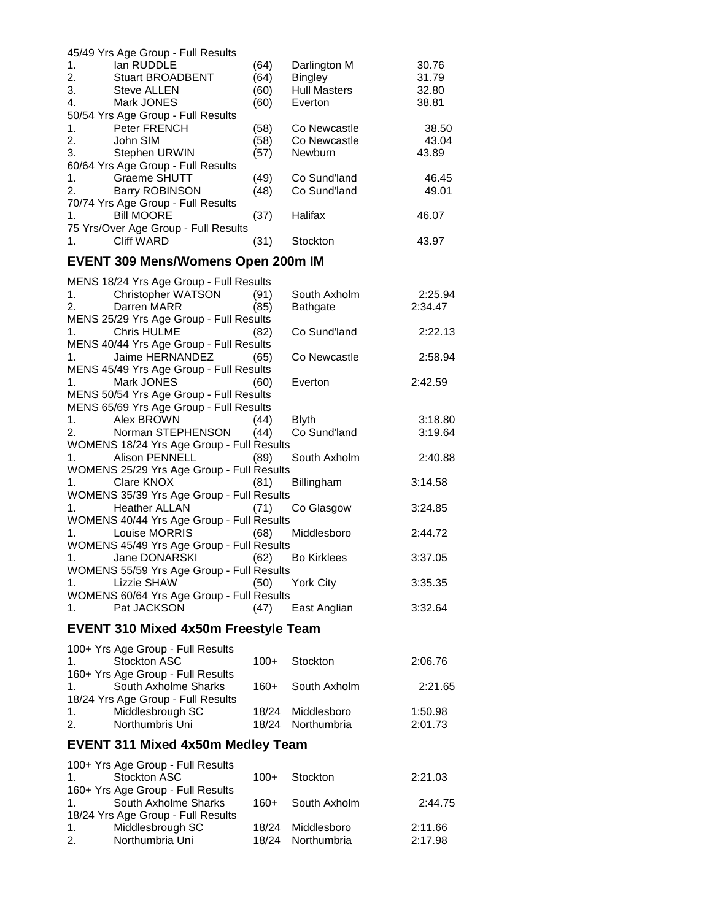45/49 Yrs Age Group - Full Results

| | | | | |
|---|---|---|---|---|
| 1. | Ian RUDDLE | (64) | Darlington M | 30.76 |
| 2. | Stuart BROADBENT | (64) | Bingley | 31.79 |
| 3. | Steve ALLEN | (60) | Hull Masters | 32.80 |
| 4. | Mark JONES | (60) | Everton | 38.81 |

50/54 Yrs Age Group - Full Results

| | | | | |
|---|---|---|---|---|
| 1. | Peter FRENCH | (58) | Co Newcastle | 38.50 |
| 2. | John SIM | (58) | Co Newcastle | 43.04 |
| 3. | Stephen URWIN | (57) | Newburn | 43.89 |

60/64 Yrs Age Group - Full Results

| | | | | |
|---|---|---|---|---|
| 1. | Graeme SHUTT | (49) | Co Sund'land | 46.45 |
| 2. | Barry ROBINSON | (48) | Co Sund'land | 49.01 |

70/74 Yrs Age Group - Full Results

| | | | | |
|---|---|---|---|---|
| 1. | Bill MOORE | (37) | Halifax | 46.07 |

75 Yrs/Over Age Group - Full Results

| | | | | |
|---|---|---|---|---|
| 1. | Cliff WARD | (31) | Stockton | 43.97 |

## EVENT 309 Mens/Womens Open 200m IM

MENS 18/24 Yrs Age Group - Full Results

| | | | | |
|---|---|---|---|---|
| 1. | Christopher WATSON | (91) | South Axholm | 2:25.94 |
| 2. | Darren MARR | (85) | Bathgate | 2:34.47 |

MENS 25/29 Yrs Age Group - Full Results

| | | | | |
|---|---|---|---|---|
| 1. | Chris HULME | (82) | Co Sund'land | 2:22.13 |

MENS 40/44 Yrs Age Group - Full Results

| | | | | |
|---|---|---|---|---|
| 1. | Jaime HERNANDEZ | (65) | Co Newcastle | 2:58.94 |

MENS 45/49 Yrs Age Group - Full Results

| | | | | |
|---|---|---|---|---|
| 1. | Mark JONES | (60) | Everton | 2:42.59 |

MENS 50/54 Yrs Age Group - Full Results

MENS 65/69 Yrs Age Group - Full Results

| | | | | |
|---|---|---|---|---|
| 1. | Alex BROWN | (44) | Blyth | 3:18.80 |
| 2. | Norman STEPHENSON | (44) | Co Sund'land | 3:19.64 |

WOMENS 18/24 Yrs Age Group - Full Results

| | | | | |
|---|---|---|---|---|
| 1. | Alison PENNELL | (89) | South Axholm | 2:40.88 |

WOMENS 25/29 Yrs Age Group - Full Results

| | | | | |
|---|---|---|---|---|
| 1. | Clare KNOX | (81) | Billingham | 3:14.58 |

WOMENS 35/39 Yrs Age Group - Full Results

| | | | | |
|---|---|---|---|---|
| 1. | Heather ALLAN | (71) | Co Glasgow | 3:24.85 |

WOMENS 40/44 Yrs Age Group - Full Results

| | | | | |
|---|---|---|---|---|
| 1. | Louise MORRIS | (68) | Middlesboro | 2:44.72 |

WOMENS 45/49 Yrs Age Group - Full Results

| | | | | |
|---|---|---|---|---|
| 1. | Jane DONARSKI | (62) | Bo Kirklees | 3:37.05 |

WOMENS 55/59 Yrs Age Group - Full Results

| | | | | |
|---|---|---|---|---|
| 1. | Lizzie SHAW | (50) | York City | 3:35.35 |

WOMENS 60/64 Yrs Age Group - Full Results

| | | | | |
|---|---|---|---|---|
| 1. | Pat JACKSON | (47) | East Anglian | 3:32.64 |

## EVENT 310 Mixed 4x50m Freestyle Team

100+ Yrs Age Group - Full Results

| | | | | |
|---|---|---|---|---|
| 1. | Stockton ASC | 100+ | Stockton | 2:06.76 |

160+ Yrs Age Group - Full Results

| | | | | |
|---|---|---|---|---|
| 1. | South Axholme Sharks | 160+ | South Axholm | 2:21.65 |

18/24 Yrs Age Group - Full Results

| | | | | |
|---|---|---|---|---|
| 1. | Middlesbrough SC | 18/24 | Middlesboro | 1:50.98 |
| 2. | Northumbris Uni | 18/24 | Northumbria | 2:01.73 |

## EVENT 311 Mixed 4x50m Medley Team

100+ Yrs Age Group - Full Results

| | | | | |
|---|---|---|---|---|
| 1. | Stockton ASC | 100+ | Stockton | 2:21.03 |

160+ Yrs Age Group - Full Results

| | | | | |
|---|---|---|---|---|
| 1. | South Axholme Sharks | 160+ | South Axholm | 2:44.75 |

18/24 Yrs Age Group - Full Results

| | | | | |
|---|---|---|---|---|
| 1. | Middlesbrough SC | 18/24 | Middlesboro | 2:11.66 |
| 2. | Northumbria Uni | 18/24 | Northumbria | 2:17.98 |